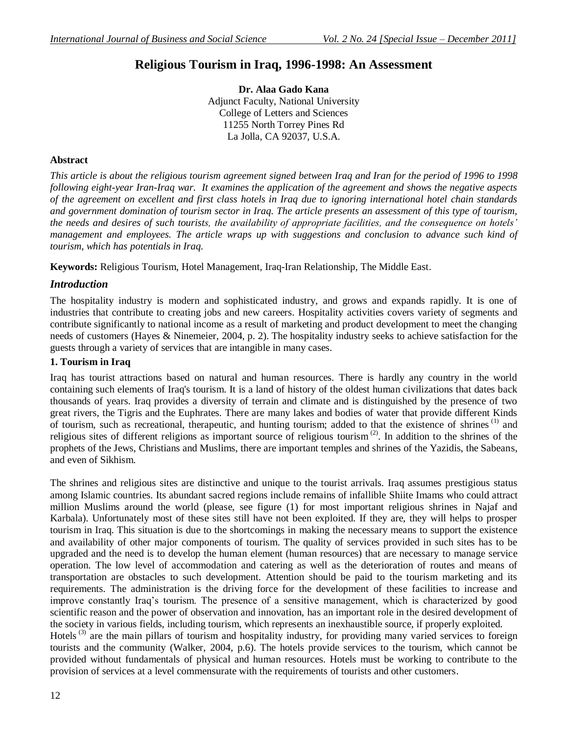# Religious Tourism in Iraq, 1996-1998: An Assessment

**Dr. Alaa Gado Kana**
Adjunct Faculty, National University
College of Letters and Sciences
11255 North Torrey Pines Rd
La Jolla, CA 92037, U.S.A.

## Abstract

*This article is about the religious tourism agreement signed between Iraq and Iran for the period of 1996 to 1998 following eight-year Iran-Iraq war. It examines the application of the agreement and shows the negative aspects of the agreement on excellent and first class hotels in Iraq due to ignoring international hotel chain standards and government domination of tourism sector in Iraq. The article presents an assessment of this type of tourism, the needs and desires of such tourists, the availability of appropriate facilities, and the consequence on hotels' management and employees. The article wraps up with suggestions and conclusion to advance such kind of tourism, which has potentials in Iraq.*

**Keywords:** Religious Tourism, Hotel Management, Iraq-Iran Relationship, The Middle East.

## *Introduction*

The hospitality industry is modern and sophisticated industry, and grows and expands rapidly. It is one of industries that contribute to creating jobs and new careers. Hospitality activities covers variety of segments and contribute significantly to national income as a result of marketing and product development to meet the changing needs of customers (Hayes & Ninemeier, 2004, p. 2). The hospitality industry seeks to achieve satisfaction for the guests through a variety of services that are intangible in many cases.

### 1. Tourism in Iraq

Iraq has tourist attractions based on natural and human resources. There is hardly any country in the world containing such elements of Iraq's tourism. It is a land of history of the oldest human civilizations that dates back thousands of years. Iraq provides a diversity of terrain and climate and is distinguished by the presence of two great rivers, the Tigris and the Euphrates. There are many lakes and bodies of water that provide different Kinds of tourism, such as recreational, therapeutic, and hunting tourism; added to that the existence of shrines (1) and religious sites of different religions as important source of religious tourism (2). In addition to the shrines of the prophets of the Jews, Christians and Muslims, there are important temples and shrines of the Yazidis, the Sabeans, and even of Sikhism.

The shrines and religious sites are distinctive and unique to the tourist arrivals. Iraq assumes prestigious status among Islamic countries. Its abundant sacred regions include remains of infallible Shiite Imams who could attract million Muslims around the world (please, see figure (1) for most important religious shrines in Najaf and Karbala). Unfortunately most of these sites still have not been exploited. If they are, they will helps to prosper tourism in Iraq. This situation is due to the shortcomings in making the necessary means to support the existence and availability of other major components of tourism. The quality of services provided in such sites has to be upgraded and the need is to develop the human element (human resources) that are necessary to manage service operation. The low level of accommodation and catering as well as the deterioration of routes and means of transportation are obstacles to such development. Attention should be paid to the tourism marketing and its requirements. The administration is the driving force for the development of these facilities to increase and improve constantly Iraq's tourism. The presence of a sensitive management, which is characterized by good scientific reason and the power of observation and innovation, has an important role in the desired development of the society in various fields, including tourism, which represents an inexhaustible source, if properly exploited.

Hotels (3) are the main pillars of tourism and hospitality industry, for providing many varied services to foreign tourists and the community (Walker, 2004, p.6). The hotels provide services to the tourism, which cannot be provided without fundamentals of physical and human resources. Hotels must be working to contribute to the provision of services at a level commensurate with the requirements of tourists and other customers.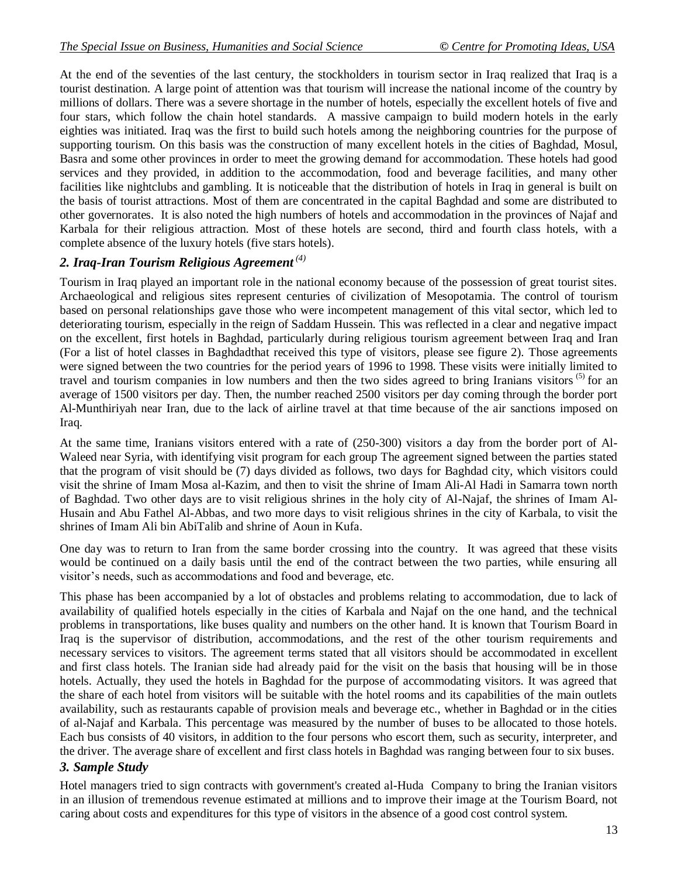At the end of the seventies of the last century, the stockholders in tourism sector in Iraq realized that Iraq is a tourist destination. A large point of attention was that tourism will increase the national income of the country by millions of dollars. There was a severe shortage in the number of hotels, especially the excellent hotels of five and four stars, which follow the chain hotel standards. A massive campaign to build modern hotels in the early eighties was initiated. Iraq was the first to build such hotels among the neighboring countries for the purpose of supporting tourism. On this basis was the construction of many excellent hotels in the cities of Baghdad, Mosul, Basra and some other provinces in order to meet the growing demand for accommodation. These hotels had good services and they provided, in addition to the accommodation, food and beverage facilities, and many other facilities like nightclubs and gambling. It is noticeable that the distribution of hotels in Iraq in general is built on the basis of tourist attractions. Most of them are concentrated in the capital Baghdad and some are distributed to other governorates. It is also noted the high numbers of hotels and accommodation in the provinces of Najaf and Karbala for their religious attraction. Most of these hotels are second, third and fourth class hotels, with a complete absence of the luxury hotels (five stars hotels).

## *2. Iraq-Iran Tourism Religious Agreement* [(4)]

Tourism in Iraq played an important role in the national economy because of the possession of great tourist sites. Archaeological and religious sites represent centuries of civilization of Mesopotamia. The control of tourism based on personal relationships gave those who were incompetent management of this vital sector, which led to deteriorating tourism, especially in the reign of Saddam Hussein. This was reflected in a clear and negative impact on the excellent, first hotels in Baghdad, particularly during religious tourism agreement between Iraq and Iran (For a list of hotel classes in Baghdadthat received this type of visitors, please see figure 2). Those agreements were signed between the two countries for the period years of 1996 to 1998. These visits were initially limited to travel and tourism companies in low numbers and then the two sides agreed to bring Iranians visitors [(5)] for an average of 1500 visitors per day. Then, the number reached 2500 visitors per day coming through the border port Al-Munthiriyah near Iran, due to the lack of airline travel at that time because of the air sanctions imposed on Iraq.

At the same time, Iranians visitors entered with a rate of (250-300) visitors a day from the border port of Al-Waleed near Syria, with identifying visit program for each group The agreement signed between the parties stated that the program of visit should be (7) days divided as follows, two days for Baghdad city, which visitors could visit the shrine of Imam Mosa al-Kazim, and then to visit the shrine of Imam Ali-Al Hadi in Samarra town north of Baghdad. Two other days are to visit religious shrines in the holy city of Al-Najaf, the shrines of Imam Al-Husain and Abu Fathel Al-Abbas, and two more days to visit religious shrines in the city of Karbala, to visit the shrines of Imam Ali bin AbiTalib and shrine of Aoun in Kufa.

One day was to return to Iran from the same border crossing into the country. It was agreed that these visits would be continued on a daily basis until the end of the contract between the two parties, while ensuring all visitor's needs, such as accommodations and food and beverage, etc.

This phase has been accompanied by a lot of obstacles and problems relating to accommodation, due to lack of availability of qualified hotels especially in the cities of Karbala and Najaf on the one hand, and the technical problems in transportations, like buses quality and numbers on the other hand. It is known that Tourism Board in Iraq is the supervisor of distribution, accommodations, and the rest of the other tourism requirements and necessary services to visitors. The agreement terms stated that all visitors should be accommodated in excellent and first class hotels. The Iranian side had already paid for the visit on the basis that housing will be in those hotels. Actually, they used the hotels in Baghdad for the purpose of accommodating visitors. It was agreed that the share of each hotel from visitors will be suitable with the hotel rooms and its capabilities of the main outlets availability, such as restaurants capable of provision meals and beverage etc., whether in Baghdad or in the cities of al-Najaf and Karbala. This percentage was measured by the number of buses to be allocated to those hotels. Each bus consists of 40 visitors, in addition to the four persons who escort them, such as security, interpreter, and the driver. The average share of excellent and first class hotels in Baghdad was ranging between four to six buses.

## *3. Sample Study*

Hotel managers tried to sign contracts with government's created al-Huda Company to bring the Iranian visitors in an illusion of tremendous revenue estimated at millions and to improve their image at the Tourism Board, not caring about costs and expenditures for this type of visitors in the absence of a good cost control system.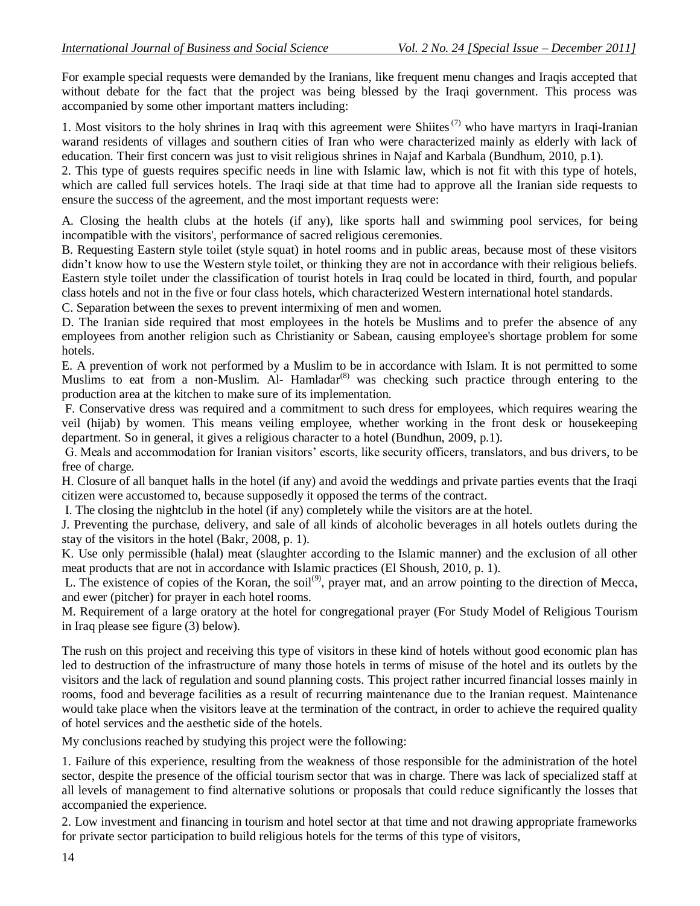For example special requests were demanded by the Iranians, like frequent menu changes and Iraqis accepted that without debate for the fact that the project was being blessed by the Iraqi government. This process was accompanied by some other important matters including:

1. Most visitors to the holy shrines in Iraq with this agreement were Shiites[(7)] who have martyrs in Iraqi-Iranian warand residents of villages and southern cities of Iran who were characterized mainly as elderly with lack of education. Their first concern was just to visit religious shrines in Najaf and Karbala (Bundhum, 2010, p.1).
2. This type of guests requires specific needs in line with Islamic law, which is not fit with this type of hotels, which are called full services hotels. The Iraqi side at that time had to approve all the Iranian side requests to ensure the success of the agreement, and the most important requests were:

A. Closing the health clubs at the hotels (if any), like sports hall and swimming pool services, for being incompatible with the visitors', performance of sacred religious ceremonies.
B. Requesting Eastern style toilet (style squat) in hotel rooms and in public areas, because most of these visitors didn't know how to use the Western style toilet, or thinking they are not in accordance with their religious beliefs. Eastern style toilet under the classification of tourist hotels in Iraq could be located in third, fourth, and popular class hotels and not in the five or four class hotels, which characterized Western international hotel standards.
C. Separation between the sexes to prevent intermixing of men and women.
D. The Iranian side required that most employees in the hotels be Muslims and to prefer the absence of any employees from another religion such as Christianity or Sabean, causing employee's shortage problem for some hotels.
E. A prevention of work not performed by a Muslim to be in accordance with Islam. It is not permitted to some Muslims to eat from a non-Muslim. Al- Hamladar[(8)] was checking such practice through entering to the production area at the kitchen to make sure of its implementation.
F. Conservative dress was required and a commitment to such dress for employees, which requires wearing the veil (hijab) by women. This means veiling employee, whether working in the front desk or housekeeping department. So in general, it gives a religious character to a hotel (Bundhun, 2009, p.1).
G. Meals and accommodation for Iranian visitors' escorts, like security officers, translators, and bus drivers, to be free of charge.
H. Closure of all banquet halls in the hotel (if any) and avoid the weddings and private parties events that the Iraqi citizen were accustomed to, because supposedly it opposed the terms of the contract.
I. The closing the nightclub in the hotel (if any) completely while the visitors are at the hotel.
J. Preventing the purchase, delivery, and sale of all kinds of alcoholic beverages in all hotels outlets during the stay of the visitors in the hotel (Bakr, 2008, p. 1).
K. Use only permissible (halal) meat (slaughter according to the Islamic manner) and the exclusion of all other meat products that are not in accordance with Islamic practices (El Shoush, 2010, p. 1).
L. The existence of copies of the Koran, the soil[(9)], prayer mat, and an arrow pointing to the direction of Mecca, and ewer (pitcher) for prayer in each hotel rooms.
M. Requirement of a large oratory at the hotel for congregational prayer (For Study Model of Religious Tourism in Iraq please see figure (3) below).

The rush on this project and receiving this type of visitors in these kind of hotels without good economic plan has led to destruction of the infrastructure of many those hotels in terms of misuse of the hotel and its outlets by the visitors and the lack of regulation and sound planning costs. This project rather incurred financial losses mainly in rooms, food and beverage facilities as a result of recurring maintenance due to the Iranian request. Maintenance would take place when the visitors leave at the termination of the contract, in order to achieve the required quality of hotel services and the aesthetic side of the hotels.

My conclusions reached by studying this project were the following:

1. Failure of this experience, resulting from the weakness of those responsible for the administration of the hotel sector, despite the presence of the official tourism sector that was in charge. There was lack of specialized staff at all levels of management to find alternative solutions or proposals that could reduce significantly the losses that accompanied the experience.
2. Low investment and financing in tourism and hotel sector at that time and not drawing appropriate frameworks for private sector participation to build religious hotels for the terms of this type of visitors,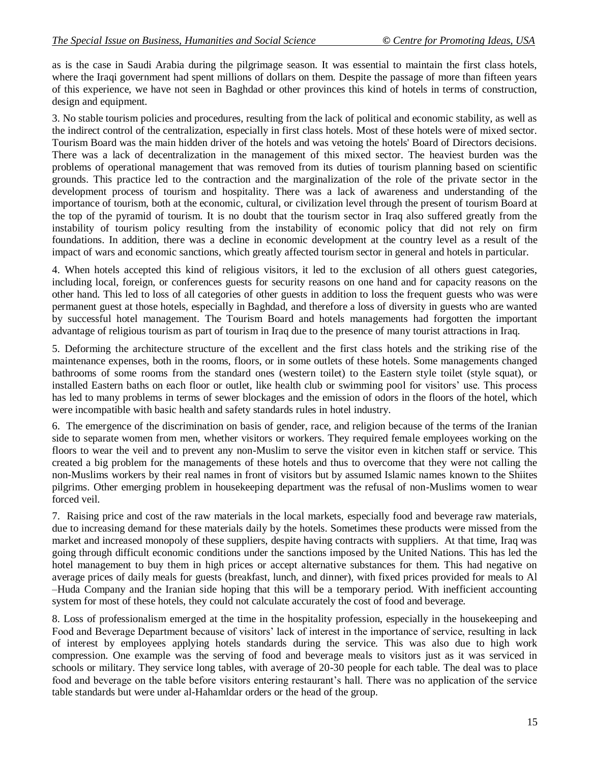as is the case in Saudi Arabia during the pilgrimage season. It was essential to maintain the first class hotels, where the Iraqi government had spent millions of dollars on them. Despite the passage of more than fifteen years of this experience, we have not seen in Baghdad or other provinces this kind of hotels in terms of construction, design and equipment.

3. No stable tourism policies and procedures, resulting from the lack of political and economic stability, as well as the indirect control of the centralization, especially in first class hotels. Most of these hotels were of mixed sector. Tourism Board was the main hidden driver of the hotels and was vetoing the hotels' Board of Directors decisions. There was a lack of decentralization in the management of this mixed sector. The heaviest burden was the problems of operational management that was removed from its duties of tourism planning based on scientific grounds. This practice led to the contraction and the marginalization of the role of the private sector in the development process of tourism and hospitality. There was a lack of awareness and understanding of the importance of tourism, both at the economic, cultural, or civilization level through the present of tourism Board at the top of the pyramid of tourism. It is no doubt that the tourism sector in Iraq also suffered greatly from the instability of tourism policy resulting from the instability of economic policy that did not rely on firm foundations. In addition, there was a decline in economic development at the country level as a result of the impact of wars and economic sanctions, which greatly affected tourism sector in general and hotels in particular.

4. When hotels accepted this kind of religious visitors, it led to the exclusion of all others guest categories, including local, foreign, or conferences guests for security reasons on one hand and for capacity reasons on the other hand. This led to loss of all categories of other guests in addition to loss the frequent guests who was were permanent guest at those hotels, especially in Baghdad, and therefore a loss of diversity in guests who are wanted by successful hotel management. The Tourism Board and hotels managements had forgotten the important advantage of religious tourism as part of tourism in Iraq due to the presence of many tourist attractions in Iraq.

5. Deforming the architecture structure of the excellent and the first class hotels and the striking rise of the maintenance expenses, both in the rooms, floors, or in some outlets of these hotels. Some managements changed bathrooms of some rooms from the standard ones (western toilet) to the Eastern style toilet (style squat), or installed Eastern baths on each floor or outlet, like health club or swimming pool for visitors' use. This process has led to many problems in terms of sewer blockages and the emission of odors in the floors of the hotel, which were incompatible with basic health and safety standards rules in hotel industry.

6. The emergence of the discrimination on basis of gender, race, and religion because of the terms of the Iranian side to separate women from men, whether visitors or workers. They required female employees working on the floors to wear the veil and to prevent any non-Muslim to serve the visitor even in kitchen staff or service. This created a big problem for the managements of these hotels and thus to overcome that they were not calling the non-Muslims workers by their real names in front of visitors but by assumed Islamic names known to the Shiites pilgrims. Other emerging problem in housekeeping department was the refusal of non-Muslims women to wear forced veil.

7. Raising price and cost of the raw materials in the local markets, especially food and beverage raw materials, due to increasing demand for these materials daily by the hotels. Sometimes these products were missed from the market and increased monopoly of these suppliers, despite having contracts with suppliers. At that time, Iraq was going through difficult economic conditions under the sanctions imposed by the United Nations. This has led the hotel management to buy them in high prices or accept alternative substances for them. This had negative on average prices of daily meals for guests (breakfast, lunch, and dinner), with fixed prices provided for meals to Al –Huda Company and the Iranian side hoping that this will be a temporary period. With inefficient accounting system for most of these hotels, they could not calculate accurately the cost of food and beverage.

8. Loss of professionalism emerged at the time in the hospitality profession, especially in the housekeeping and Food and Beverage Department because of visitors' lack of interest in the importance of service, resulting in lack of interest by employees applying hotels standards during the service. This was also due to high work compression. One example was the serving of food and beverage meals to visitors just as it was serviced in schools or military. They service long tables, with average of 20-30 people for each table. The deal was to place food and beverage on the table before visitors entering restaurant's hall. There was no application of the service table standards but were under al-Hahamldar orders or the head of the group.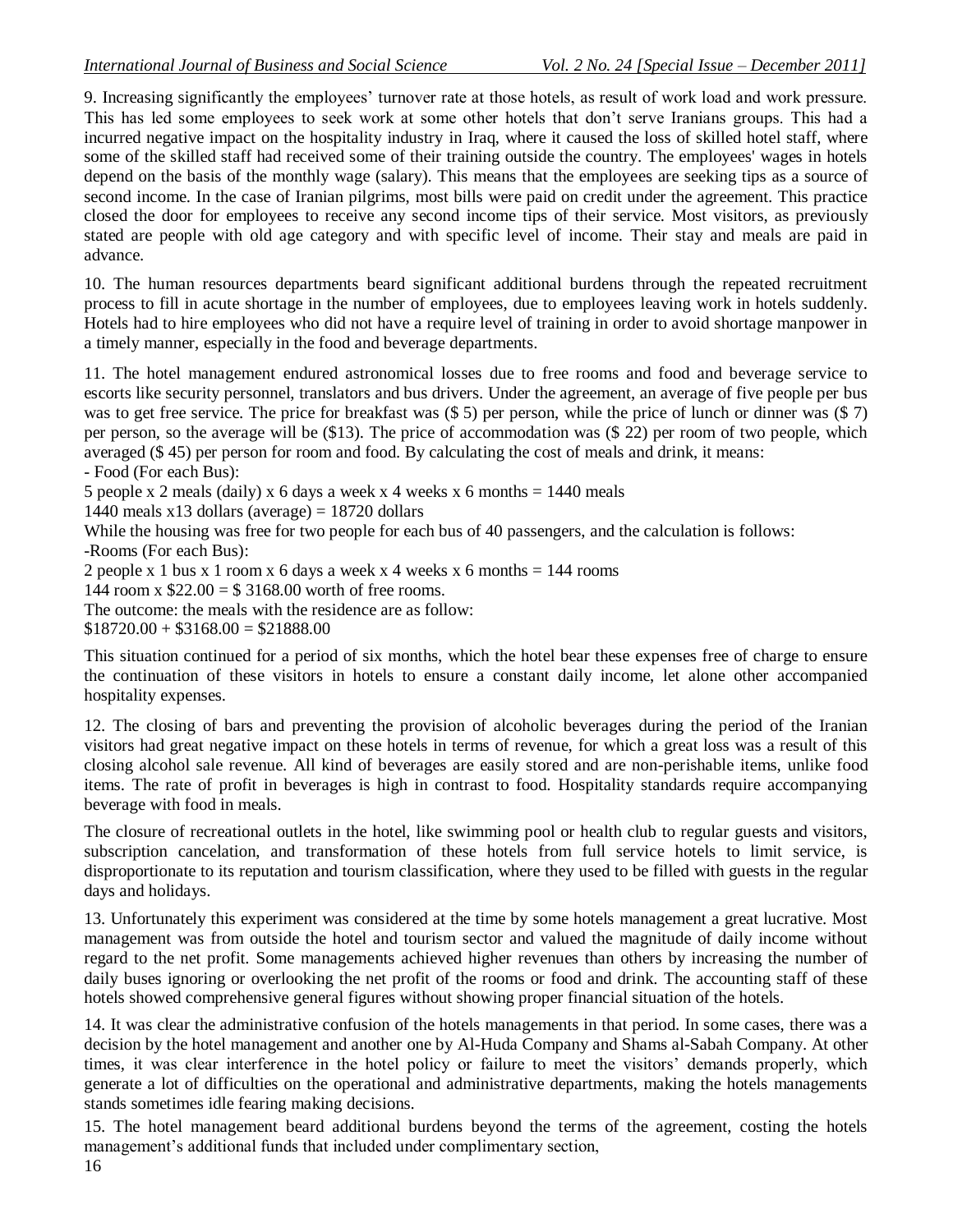9. Increasing significantly the employees' turnover rate at those hotels, as result of work load and work pressure. This has led some employees to seek work at some other hotels that don't serve Iranians groups. This had a incurred negative impact on the hospitality industry in Iraq, where it caused the loss of skilled hotel staff, where some of the skilled staff had received some of their training outside the country. The employees' wages in hotels depend on the basis of the monthly wage (salary). This means that the employees are seeking tips as a source of second income. In the case of Iranian pilgrims, most bills were paid on credit under the agreement. This practice closed the door for employees to receive any second income tips of their service. Most visitors, as previously stated are people with old age category and with specific level of income. Their stay and meals are paid in advance.

10. The human resources departments beard significant additional burdens through the repeated recruitment process to fill in acute shortage in the number of employees, due to employees leaving work in hotels suddenly. Hotels had to hire employees who did not have a require level of training in order to avoid shortage manpower in a timely manner, especially in the food and beverage departments.

11. The hotel management endured astronomical losses due to free rooms and food and beverage service to escorts like security personnel, translators and bus drivers. Under the agreement, an average of five people per bus was to get free service. The price for breakfast was ($ 5) per person, while the price of lunch or dinner was ($ 7) per person, so the average will be ($13). The price of accommodation was ($ 22) per room of two people, which averaged ($ 45) per person for room and food. By calculating the cost of meals and drink, it means:

- Food (For each Bus):

5 people x 2 meals (daily) x 6 days a week x 4 weeks x 6 months = 1440 meals

1440 meals x13 dollars (average) = 18720 dollars

While the housing was free for two people for each bus of 40 passengers, and the calculation is follows:

-Rooms (For each Bus):

2 people x 1 bus x 1 room x 6 days a week x 4 weeks x 6 months = 144 rooms

144 room x $22.00 = $ 3168.00 worth of free rooms.

The outcome: the meals with the residence are as follow:

$18720.00 + $3168.00 = $21888.00

This situation continued for a period of six months, which the hotel bear these expenses free of charge to ensure the continuation of these visitors in hotels to ensure a constant daily income, let alone other accompanied hospitality expenses.

12. The closing of bars and preventing the provision of alcoholic beverages during the period of the Iranian visitors had great negative impact on these hotels in terms of revenue, for which a great loss was a result of this closing alcohol sale revenue. All kind of beverages are easily stored and are non-perishable items, unlike food items. The rate of profit in beverages is high in contrast to food. Hospitality standards require accompanying beverage with food in meals.

The closure of recreational outlets in the hotel, like swimming pool or health club to regular guests and visitors, subscription cancelation, and transformation of these hotels from full service hotels to limit service, is disproportionate to its reputation and tourism classification, where they used to be filled with guests in the regular days and holidays.

13. Unfortunately this experiment was considered at the time by some hotels management a great lucrative. Most management was from outside the hotel and tourism sector and valued the magnitude of daily income without regard to the net profit. Some managements achieved higher revenues than others by increasing the number of daily buses ignoring or overlooking the net profit of the rooms or food and drink. The accounting staff of these hotels showed comprehensive general figures without showing proper financial situation of the hotels.

14. It was clear the administrative confusion of the hotels managements in that period. In some cases, there was a decision by the hotel management and another one by Al-Huda Company and Shams al-Sabah Company. At other times, it was clear interference in the hotel policy or failure to meet the visitors' demands properly, which generate a lot of difficulties on the operational and administrative departments, making the hotels managements stands sometimes idle fearing making decisions.

15. The hotel management beard additional burdens beyond the terms of the agreement, costing the hotels management's additional funds that included under complimentary section,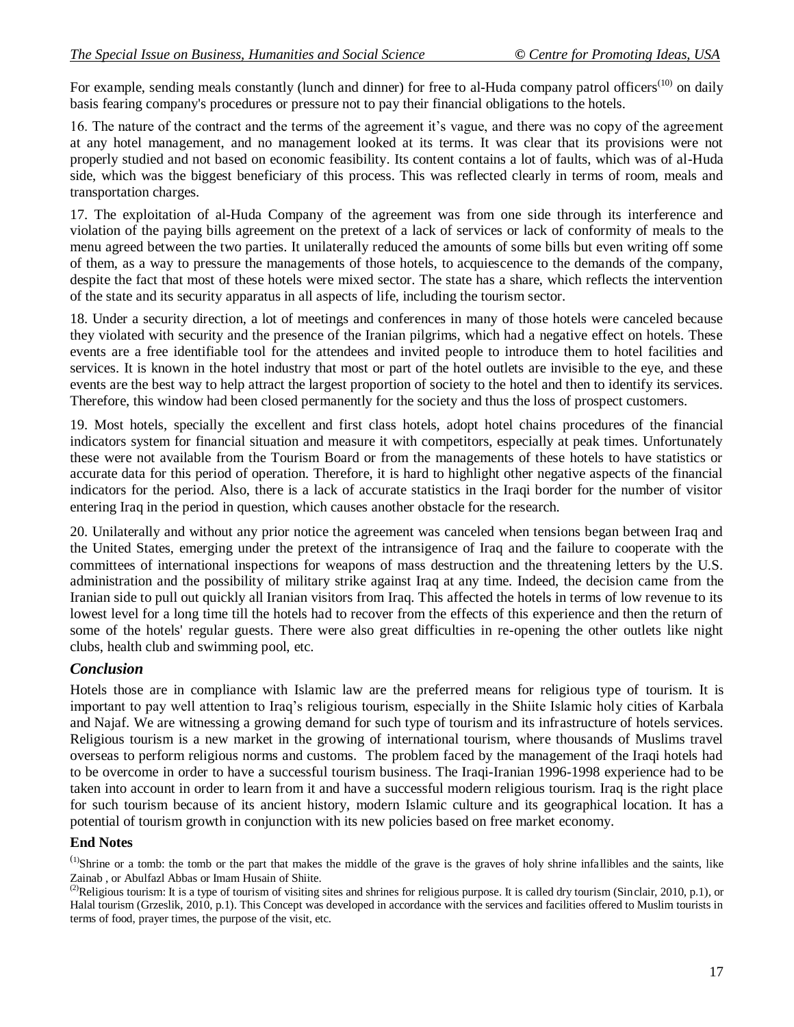For example, sending meals constantly (lunch and dinner) for free to al-Huda company patrol officers[10] on daily basis fearing company's procedures or pressure not to pay their financial obligations to the hotels.

16. The nature of the contract and the terms of the agreement it's vague, and there was no copy of the agreement at any hotel management, and no management looked at its terms. It was clear that its provisions were not properly studied and not based on economic feasibility. Its content contains a lot of faults, which was of al-Huda side, which was the biggest beneficiary of this process. This was reflected clearly in terms of room, meals and transportation charges.

17. The exploitation of al-Huda Company of the agreement was from one side through its interference and violation of the paying bills agreement on the pretext of a lack of services or lack of conformity of meals to the menu agreed between the two parties. It unilaterally reduced the amounts of some bills but even writing off some of them, as a way to pressure the managements of those hotels, to acquiescence to the demands of the company, despite the fact that most of these hotels were mixed sector. The state has a share, which reflects the intervention of the state and its security apparatus in all aspects of life, including the tourism sector.

18. Under a security direction, a lot of meetings and conferences in many of those hotels were canceled because they violated with security and the presence of the Iranian pilgrims, which had a negative effect on hotels. These events are a free identifiable tool for the attendees and invited people to introduce them to hotel facilities and services. It is known in the hotel industry that most or part of the hotel outlets are invisible to the eye, and these events are the best way to help attract the largest proportion of society to the hotel and then to identify its services. Therefore, this window had been closed permanently for the society and thus the loss of prospect customers.

19. Most hotels, specially the excellent and first class hotels, adopt hotel chains procedures of the financial indicators system for financial situation and measure it with competitors, especially at peak times. Unfortunately these were not available from the Tourism Board or from the managements of these hotels to have statistics or accurate data for this period of operation. Therefore, it is hard to highlight other negative aspects of the financial indicators for the period. Also, there is a lack of accurate statistics in the Iraqi border for the number of visitor entering Iraq in the period in question, which causes another obstacle for the research.

20. Unilaterally and without any prior notice the agreement was canceled when tensions began between Iraq and the United States, emerging under the pretext of the intransigence of Iraq and the failure to cooperate with the committees of international inspections for weapons of mass destruction and the threatening letters by the U.S. administration and the possibility of military strike against Iraq at any time. Indeed, the decision came from the Iranian side to pull out quickly all Iranian visitors from Iraq. This affected the hotels in terms of low revenue to its lowest level for a long time till the hotels had to recover from the effects of this experience and then the return of some of the hotels' regular guests. There were also great difficulties in re-opening the other outlets like night clubs, health club and swimming pool, etc.

## *Conclusion*

Hotels those are in compliance with Islamic law are the preferred means for religious type of tourism. It is important to pay well attention to Iraq's religious tourism, especially in the Shiite Islamic holy cities of Karbala and Najaf. We are witnessing a growing demand for such type of tourism and its infrastructure of hotels services. Religious tourism is a new market in the growing of international tourism, where thousands of Muslims travel overseas to perform religious norms and customs. The problem faced by the management of the Iraqi hotels had to be overcome in order to have a successful tourism business. The Iraqi-Iranian 1996-1998 experience had to be taken into account in order to learn from it and have a successful modern religious tourism. Iraq is the right place for such tourism because of its ancient history, modern Islamic culture and its geographical location. It has a potential of tourism growth in conjunction with its new policies based on free market economy.

### End Notes

[1]Shrine or a tomb: the tomb or the part that makes the middle of the grave is the graves of holy shrine infallibles and the saints, like Zainab , or Abulfazl Abbas or Imam Husain of Shiite.

[2]Religious tourism: It is a type of tourism of visiting sites and shrines for religious purpose. It is called dry tourism (Sinclair, 2010, p.1), or Halal tourism (Grzeslik, 2010, p.1). This Concept was developed in accordance with the services and facilities offered to Muslim tourists in terms of food, prayer times, the purpose of the visit, etc.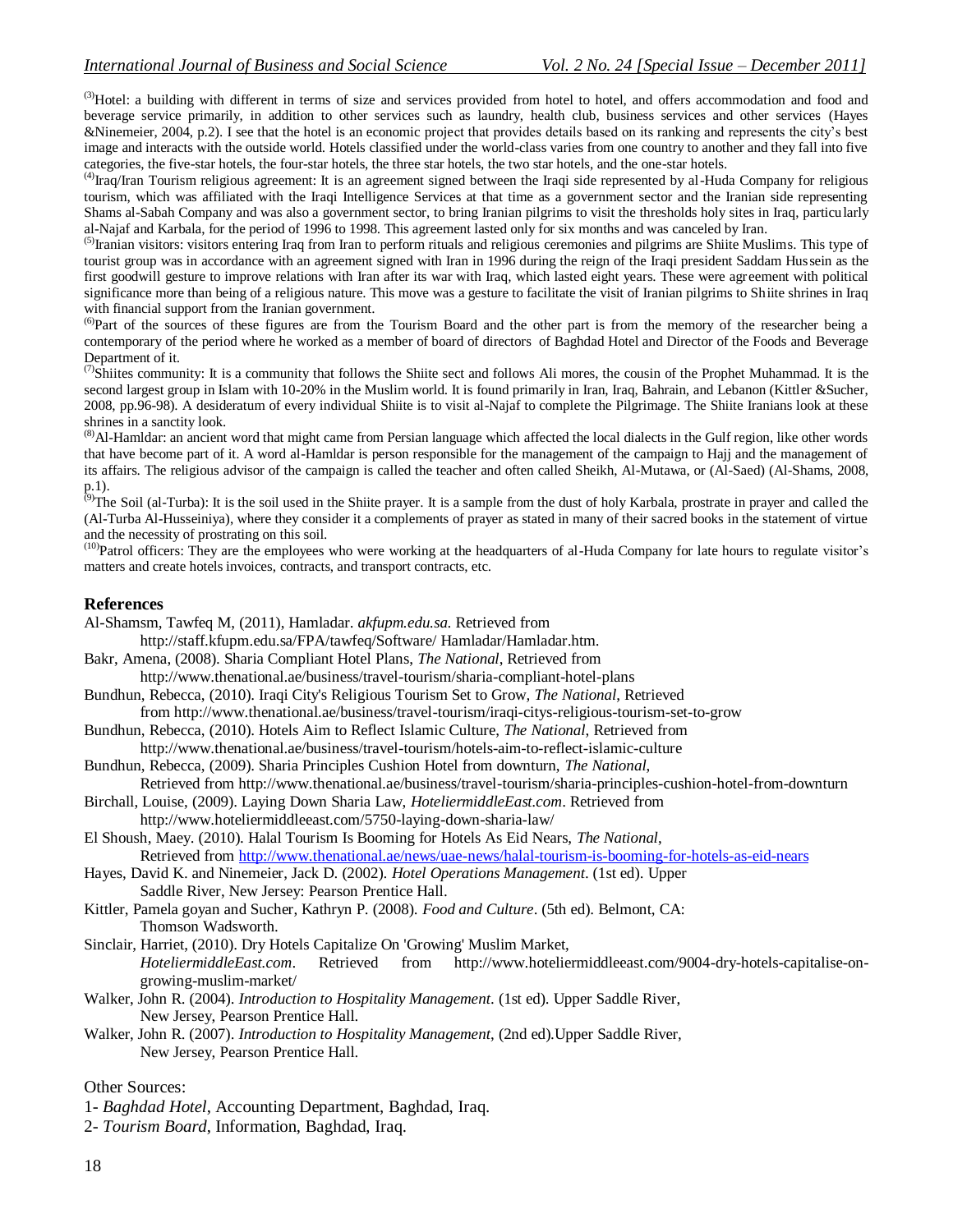[(3)]Hotel: a building with different in terms of size and services provided from hotel to hotel, and offers accommodation and food and beverage service primarily, in addition to other services such as laundry, health club, business services and other services (Hayes &Ninemeier, 2004, p.2). I see that the hotel is an economic project that provides details based on its ranking and represents the city's best image and interacts with the outside world. Hotels classified under the world-class varies from one country to another and they fall into five categories, the five-star hotels, the four-star hotels, the three star hotels, the two star hotels, and the one-star hotels.

[(4)]Iraq/Iran Tourism religious agreement: It is an agreement signed between the Iraqi side represented by al-Huda Company for religious tourism, which was affiliated with the Iraqi Intelligence Services at that time as a government sector and the Iranian side representing Shams al-Sabah Company and was also a government sector, to bring Iranian pilgrims to visit the thresholds holy sites in Iraq, particularly al-Najaf and Karbala, for the period of 1996 to 1998. This agreement lasted only for six months and was canceled by Iran.

[(5)]Iranian visitors: visitors entering Iraq from Iran to perform rituals and religious ceremonies and pilgrims are Shiite Muslims. This type of tourist group was in accordance with an agreement signed with Iran in 1996 during the reign of the Iraqi president Saddam Hussein as the first goodwill gesture to improve relations with Iran after its war with Iraq, which lasted eight years. These were agreement with political significance more than being of a religious nature. This move was a gesture to facilitate the visit of Iranian pilgrims to Shiite shrines in Iraq with financial support from the Iranian government.

[(6)]Part of the sources of these figures are from the Tourism Board and the other part is from the memory of the researcher being a contemporary of the period where he worked as a member of board of directors of Baghdad Hotel and Director of the Foods and Beverage Department of it.

[(7)]Shiites community: It is a community that follows the Shiite sect and follows Ali mores, the cousin of the Prophet Muhammad. It is the second largest group in Islam with 10-20% in the Muslim world. It is found primarily in Iran, Iraq, Bahrain, and Lebanon (Kittler &Sucher, 2008, pp.96-98). A desideratum of every individual Shiite is to visit al-Najaf to complete the Pilgrimage. The Shiite Iranians look at these shrines in a sanctity look.

[(8)]Al-Hamldar: an ancient word that might came from Persian language which affected the local dialects in the Gulf region, like other words that have become part of it. A word al-Hamldar is person responsible for the management of the campaign to Hajj and the management of its affairs. The religious advisor of the campaign is called the teacher and often called Sheikh, Al-Mutawa, or (Al-Saed) (Al-Shams, 2008, p.1).

[(9)]The Soil (al-Turba): It is the soil used in the Shiite prayer. It is a sample from the dust of holy Karbala, prostrate in prayer and called the (Al-Turba Al-Husseiniya), where they consider it a complements of prayer as stated in many of their sacred books in the statement of virtue and the necessity of prostrating on this soil.

[(10)]Patrol officers: They are the employees who were working at the headquarters of al-Huda Company for late hours to regulate visitor's matters and create hotels invoices, contracts, and transport contracts, etc.

## References

Al-Shamsm, Tawfeq M, (2011), Hamladar. *akfupm.edu.sa.* Retrieved from http://staff.kfupm.edu.sa/FPA/tawfeq/Software/ Hamladar/Hamladar.htm.

Bakr, Amena, (2008). Sharia Compliant Hotel Plans, *The National*, Retrieved from http://www.thenational.ae/business/travel-tourism/sharia-compliant-hotel-plans

Bundhun, Rebecca, (2010). Iraqi City's Religious Tourism Set to Grow, *The National*, Retrieved from http://www.thenational.ae/business/travel-tourism/iraqi-citys-religious-tourism-set-to-grow

Bundhun, Rebecca, (2010). Hotels Aim to Reflect Islamic Culture, *The National*, Retrieved from http://www.thenational.ae/business/travel-tourism/hotels-aim-to-reflect-islamic-culture

Bundhun, Rebecca, (2009). Sharia Principles Cushion Hotel from downturn, *The National*, Retrieved from http://www.thenational.ae/business/travel-tourism/sharia-principles-cushion-hotel-from-downturn

Birchall, Louise, (2009). Laying Down Sharia Law, *HoteliermiddleEast.com*. Retrieved from http://www.hoteliermiddleeast.com/5750-laying-down-sharia-law/

El Shoush, Maey. (2010). Halal Tourism Is Booming for Hotels As Eid Nears, *The National*, Retrieved from http://www.thenational.ae/news/uae-news/halal-tourism-is-booming-for-hotels-as-eid-nears

Hayes, David K. and Ninemeier, Jack D. (2002). *Hotel Operations Management*. (1st ed). Upper Saddle River, New Jersey: Pearson Prentice Hall.

Kittler, Pamela goyan and Sucher, Kathryn P. (2008). *Food and Culture*. (5th ed). Belmont, CA: Thomson Wadsworth.

Sinclair, Harriet, (2010). Dry Hotels Capitalize On 'Growing' Muslim Market, *HoteliermiddleEast.com*. Retrieved from http://www.hoteliermiddleeast.com/9004-dry-hotels-capitalise-on-growing-muslim-market/

Walker, John R. (2004). *Introduction to Hospitality Management*. (1st ed). Upper Saddle River, New Jersey, Pearson Prentice Hall.

Walker, John R. (2007). *Introduction to Hospitality Management*, (2nd ed).Upper Saddle River, New Jersey, Pearson Prentice Hall.

Other Sources:

1- *Baghdad Hotel*, Accounting Department, Baghdad, Iraq.

2- *Tourism Board*, Information, Baghdad, Iraq.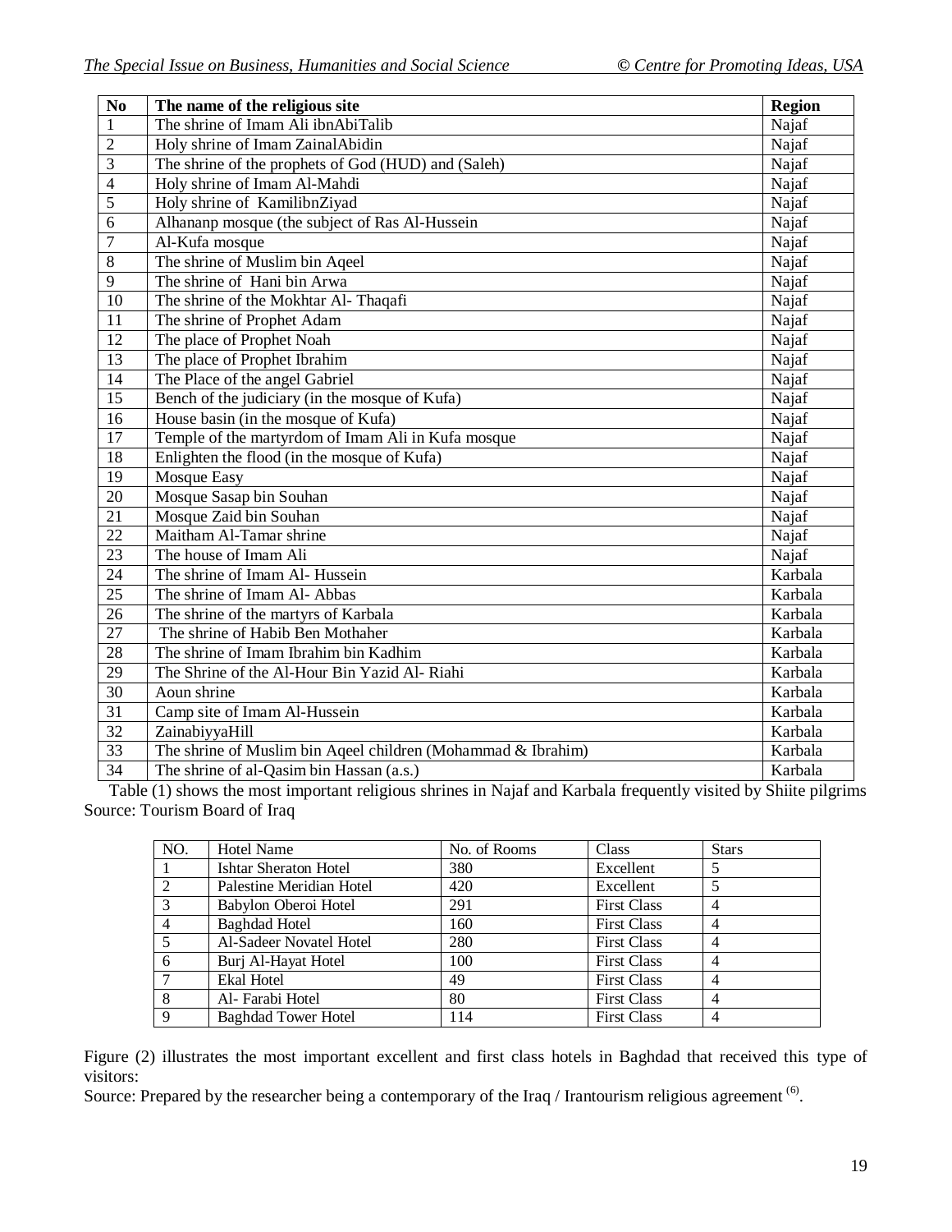| No | The name of the religious site | Region |
|---|---|---|
| 1 | The shrine of Imam Ali ibnAbiTalib | Najaf |
| 2 | Holy shrine of Imam ZainalAbidin | Najaf |
| 3 | The shrine of the prophets of God (HUD) and (Saleh) | Najaf |
| 4 | Holy shrine of Imam Al-Mahdi | Najaf |
| 5 | Holy shrine of KamilibnZiyad | Najaf |
| 6 | Alhananp mosque (the subject of Ras Al-Hussein | Najaf |
| 7 | Al-Kufa mosque | Najaf |
| 8 | The shrine of Muslim bin Aqeel | Najaf |
| 9 | The shrine of Hani bin Arwa | Najaf |
| 10 | The shrine of the Mokhtar Al- Thaqafi | Najaf |
| 11 | The shrine of Prophet Adam | Najaf |
| 12 | The place of Prophet Noah | Najaf |
| 13 | The place of Prophet Ibrahim | Najaf |
| 14 | The Place of the angel Gabriel | Najaf |
| 15 | Bench of the judiciary (in the mosque of Kufa) | Najaf |
| 16 | House basin (in the mosque of Kufa) | Najaf |
| 17 | Temple of the martyrdom of Imam Ali in Kufa mosque | Najaf |
| 18 | Enlighten the flood (in the mosque of Kufa) | Najaf |
| 19 | Mosque Easy | Najaf |
| 20 | Mosque Sasap bin Souhan | Najaf |
| 21 | Mosque Zaid bin Souhan | Najaf |
| 22 | Maitham Al-Tamar shrine | Najaf |
| 23 | The house of Imam Ali | Najaf |
| 24 | The shrine of Imam Al- Hussein | Karbala |
| 25 | The shrine of Imam Al- Abbas | Karbala |
| 26 | The shrine of the martyrs of Karbala | Karbala |
| 27 | The shrine of Habib Ben Mothaher | Karbala |
| 28 | The shrine of Imam Ibrahim bin Kadhim | Karbala |
| 29 | The Shrine of the Al-Hour Bin Yazid Al- Riahi | Karbala |
| 30 | Aoun shrine | Karbala |
| 31 | Camp site of Imam Al-Hussein | Karbala |
| 32 | ZainabiyyaHill | Karbala |
| 33 | The shrine of Muslim bin Aqeel children (Mohammad & Ibrahim) | Karbala |
| 34 | The shrine of al-Qasim bin Hassan (a.s.) | Karbala |

Table (1) shows the most important religious shrines in Najaf and Karbala frequently visited by Shiite pilgrims
Source: Tourism Board of Iraq

| NO. | Hotel Name | No. of Rooms | Class | Stars |
|---|---|---|---|---|
| 1 | Ishtar Sheraton Hotel | 380 | Excellent | 5 |
| 2 | Palestine Meridian Hotel | 420 | Excellent | 5 |
| 3 | Babylon Oberoi Hotel | 291 | First Class | 4 |
| 4 | Baghdad Hotel | 160 | First Class | 4 |
| 5 | Al-Sadeer Novatel Hotel | 280 | First Class | 4 |
| 6 | Burj Al-Hayat Hotel | 100 | First Class | 4 |
| 7 | Ekal Hotel | 49 | First Class | 4 |
| 8 | Al- Farabi Hotel | 80 | First Class | 4 |
| 9 | Baghdad Tower Hotel | 114 | First Class | 4 |

Figure (2) illustrates the most important excellent and first class hotels in Baghdad that received this type of visitors:
Source: Prepared by the researcher being a contemporary of the Iraq / Irantourism religious agreement [(6)].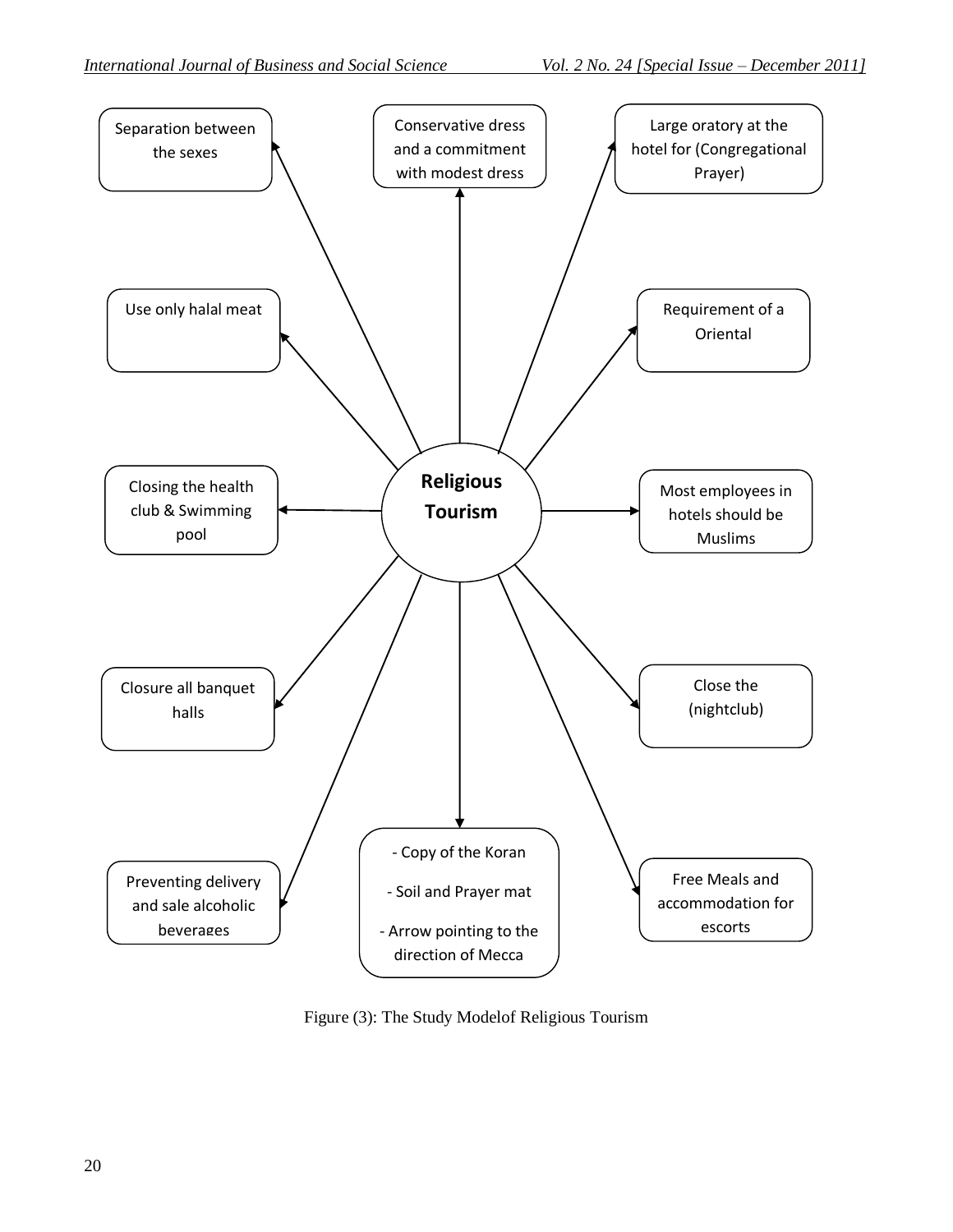Separation between the sexes

Conservative dress and a commitment with modest dress

Large oratory at the hotel for (Congregational Prayer)

Use only halal meat

Requirement of a Oriental

Closing the health club & Swimming pool

Religious Tourism

Most employees in hotels should be Muslims

Closure all banquet halls

Close the (nightclub)

Preventing delivery and sale alcoholic beverages

- Copy of the Koran
- Soil and Prayer mat
- Arrow pointing to the direction of Mecca

Free Meals and accommodation for escorts

Figure (3): The Study Modelof Religious Tourism